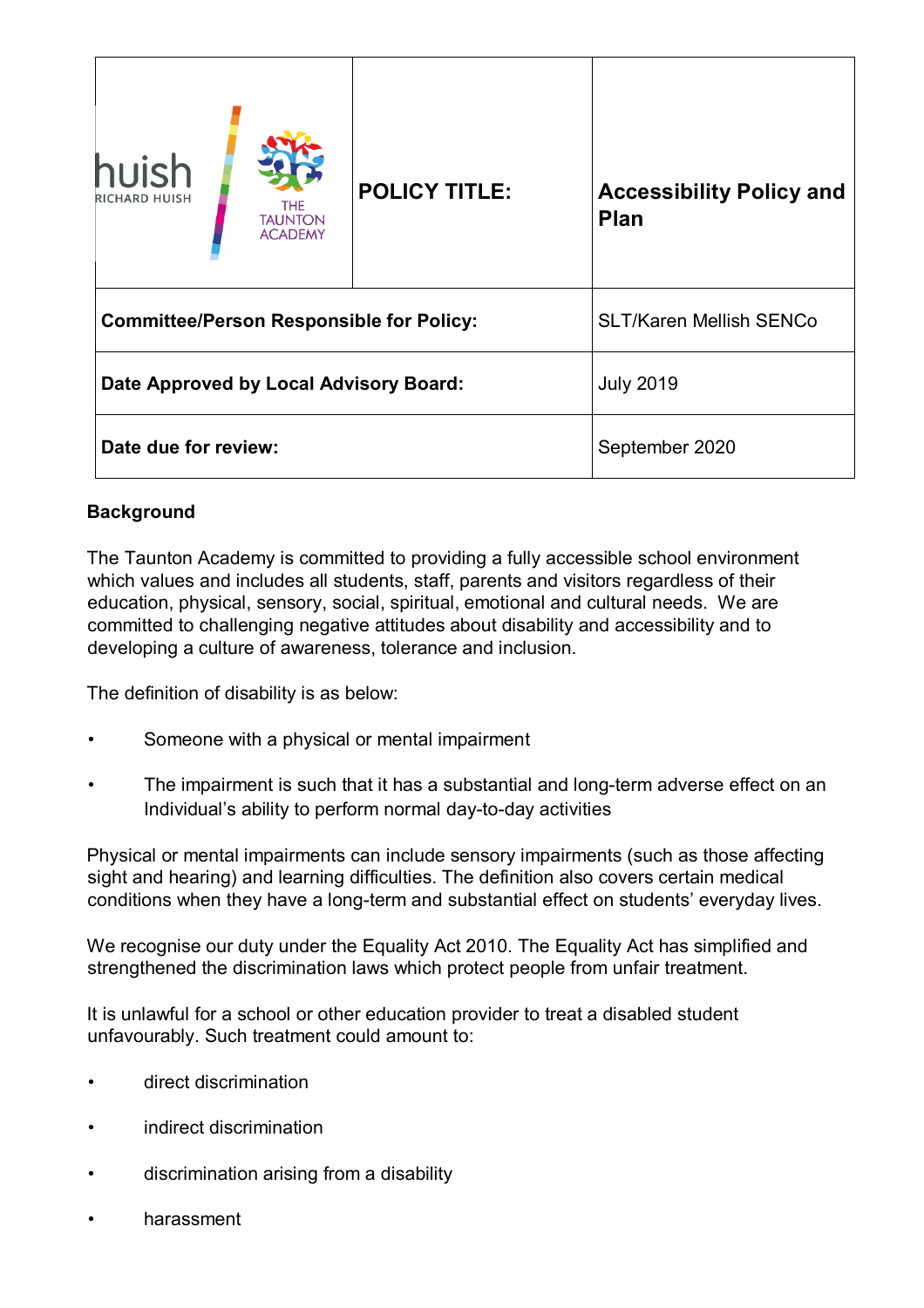| huish RICHARD HUISH / THE TAUNTON ACADEMY | POLICY TITLE: | Accessibility Policy and Plan |
|---|---|---|
| Committee/Person Responsible for Policy: | | SLT/Karen Mellish SENCo |
| Date Approved by Local Advisory Board: | | July 2019 |
| Date due for review: | | September 2020 |

**Background**

The Taunton Academy is committed to providing a fully accessible school environment which values and includes all students, staff, parents and visitors regardless of their education, physical, sensory, social, spiritual, emotional and cultural needs. We are committed to challenging negative attitudes about disability and accessibility and to developing a culture of awareness, tolerance and inclusion.

The definition of disability is as below:

- Someone with a physical or mental impairment
- The impairment is such that it has a substantial and long-term adverse effect on an Individual's ability to perform normal day-to-day activities

Physical or mental impairments can include sensory impairments (such as those affecting sight and hearing) and learning difficulties. The definition also covers certain medical conditions when they have a long-term and substantial effect on students' everyday lives.

We recognise our duty under the Equality Act 2010. The Equality Act has simplified and strengthened the discrimination laws which protect people from unfair treatment.

It is unlawful for a school or other education provider to treat a disabled student unfavourably. Such treatment could amount to:

- direct discrimination
- indirect discrimination
- discrimination arising from a disability
- harassment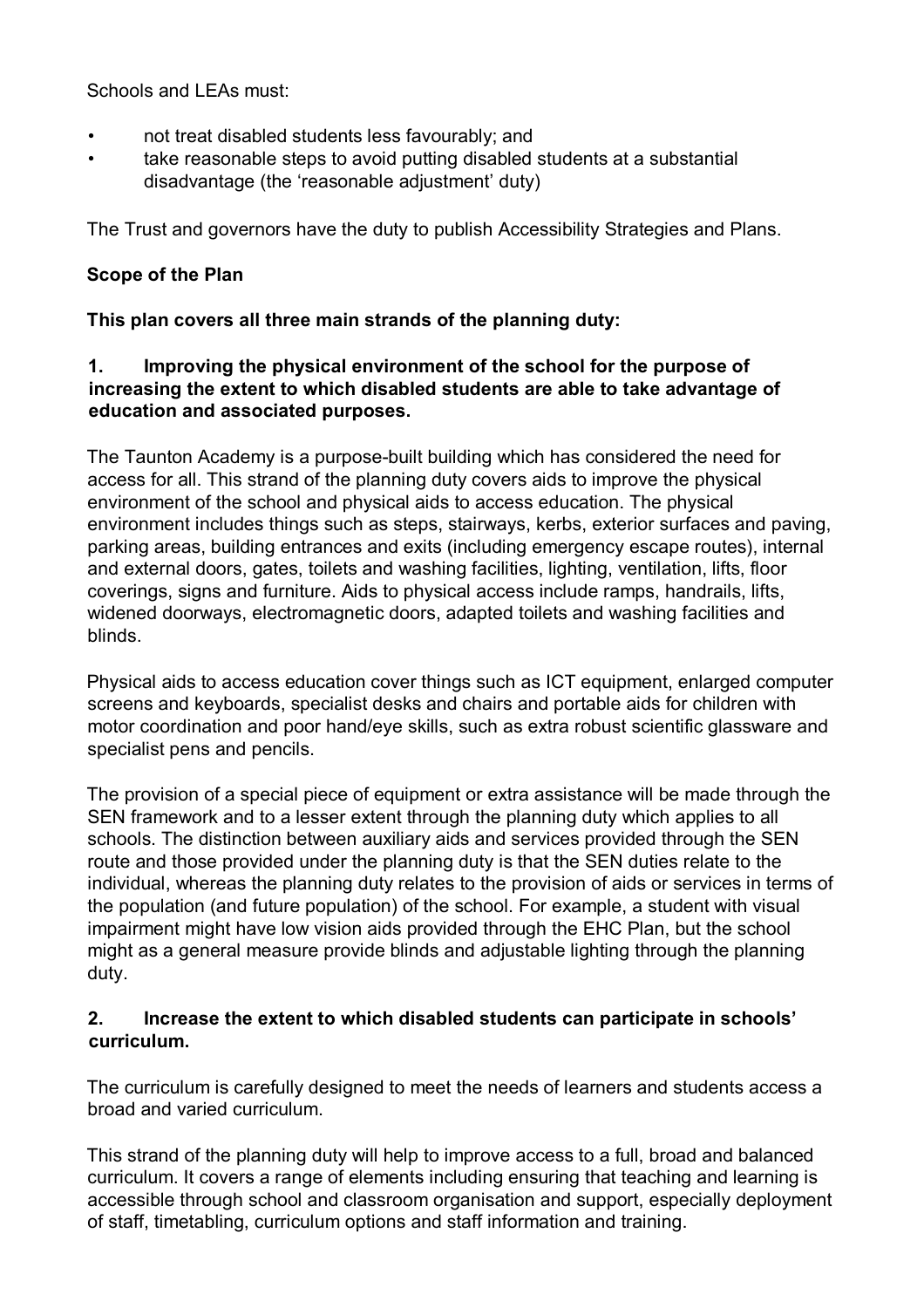Schools and LEAs must:

- not treat disabled students less favourably; and
- take reasonable steps to avoid putting disabled students at a substantial disadvantage (the 'reasonable adjustment' duty)

The Trust and governors have the duty to publish Accessibility Strategies and Plans.

**Scope of the Plan**

**This plan covers all three main strands of the planning duty:**

**1. Improving the physical environment of the school for the purpose of increasing the extent to which disabled students are able to take advantage of education and associated purposes.**

The Taunton Academy is a purpose-built building which has considered the need for access for all. This strand of the planning duty covers aids to improve the physical environment of the school and physical aids to access education. The physical environment includes things such as steps, stairways, kerbs, exterior surfaces and paving, parking areas, building entrances and exits (including emergency escape routes), internal and external doors, gates, toilets and washing facilities, lighting, ventilation, lifts, floor coverings, signs and furniture. Aids to physical access include ramps, handrails, lifts, widened doorways, electromagnetic doors, adapted toilets and washing facilities and blinds.

Physical aids to access education cover things such as ICT equipment, enlarged computer screens and keyboards, specialist desks and chairs and portable aids for children with motor coordination and poor hand/eye skills, such as extra robust scientific glassware and specialist pens and pencils.

The provision of a special piece of equipment or extra assistance will be made through the SEN framework and to a lesser extent through the planning duty which applies to all schools. The distinction between auxiliary aids and services provided through the SEN route and those provided under the planning duty is that the SEN duties relate to the individual, whereas the planning duty relates to the provision of aids or services in terms of the population (and future population) of the school. For example, a student with visual impairment might have low vision aids provided through the EHC Plan, but the school might as a general measure provide blinds and adjustable lighting through the planning duty.

**2. Increase the extent to which disabled students can participate in schools' curriculum.**

The curriculum is carefully designed to meet the needs of learners and students access a broad and varied curriculum.

This strand of the planning duty will help to improve access to a full, broad and balanced curriculum. It covers a range of elements including ensuring that teaching and learning is accessible through school and classroom organisation and support, especially deployment of staff, timetabling, curriculum options and staff information and training.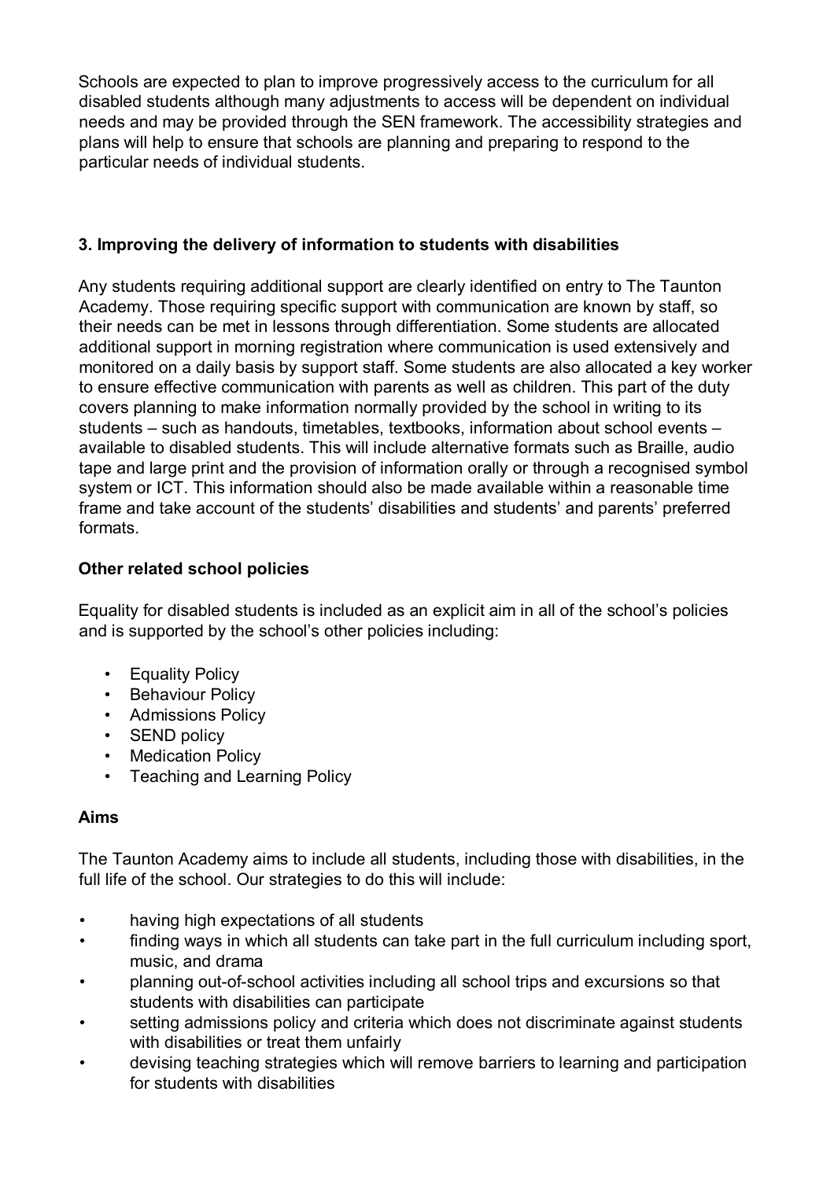Schools are expected to plan to improve progressively access to the curriculum for all disabled students although many adjustments to access will be dependent on individual needs and may be provided through the SEN framework. The accessibility strategies and plans will help to ensure that schools are planning and preparing to respond to the particular needs of individual students.

### 3. Improving the delivery of information to students with disabilities

Any students requiring additional support are clearly identified on entry to The Taunton Academy. Those requiring specific support with communication are known by staff, so their needs can be met in lessons through differentiation. Some students are allocated additional support in morning registration where communication is used extensively and monitored on a daily basis by support staff. Some students are also allocated a key worker to ensure effective communication with parents as well as children. This part of the duty covers planning to make information normally provided by the school in writing to its students – such as handouts, timetables, textbooks, information about school events – available to disabled students. This will include alternative formats such as Braille, audio tape and large print and the provision of information orally or through a recognised symbol system or ICT. This information should also be made available within a reasonable time frame and take account of the students' disabilities and students' and parents' preferred formats.

### Other related school policies

Equality for disabled students is included as an explicit aim in all of the school's policies and is supported by the school's other policies including:

- Equality Policy
- Behaviour Policy
- Admissions Policy
- SEND policy
- Medication Policy
- Teaching and Learning Policy

### Aims

The Taunton Academy aims to include all students, including those with disabilities, in the full life of the school. Our strategies to do this will include:

- having high expectations of all students
- finding ways in which all students can take part in the full curriculum including sport, music, and drama
- planning out-of-school activities including all school trips and excursions so that students with disabilities can participate
- setting admissions policy and criteria which does not discriminate against students with disabilities or treat them unfairly
- devising teaching strategies which will remove barriers to learning and participation for students with disabilities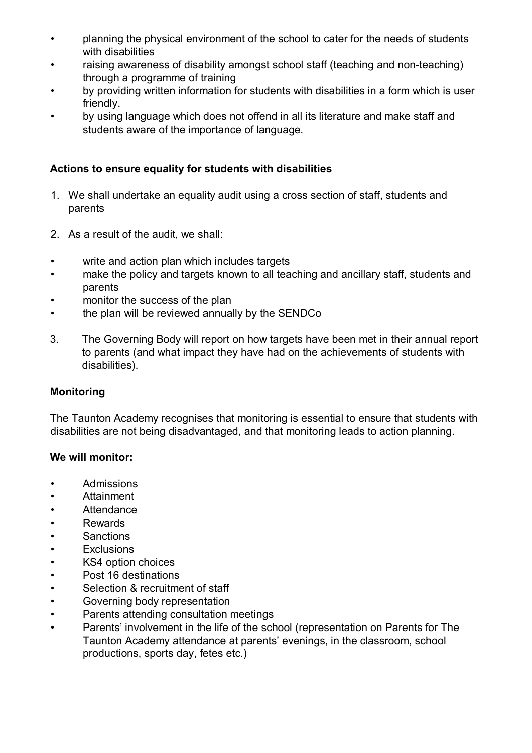- planning the physical environment of the school to cater for the needs of students with disabilities
- raising awareness of disability amongst school staff (teaching and non-teaching) through a programme of training
- by providing written information for students with disabilities in a form which is user friendly.
- by using language which does not offend in all its literature and make staff and students aware of the importance of language.

**Actions to ensure equality for students with disabilities**

1. We shall undertake an equality audit using a cross section of staff, students and parents

2. As a result of the audit, we shall:

- write and action plan which includes targets
- make the policy and targets known to all teaching and ancillary staff, students and parents
- monitor the success of the plan
- the plan will be reviewed annually by the SENDCo

3. The Governing Body will report on how targets have been met in their annual report to parents (and what impact they have had on the achievements of students with disabilities).

**Monitoring**

The Taunton Academy recognises that monitoring is essential to ensure that students with disabilities are not being disadvantaged, and that monitoring leads to action planning.

**We will monitor:**

- Admissions
- Attainment
- Attendance
- Rewards
- Sanctions
- Exclusions
- KS4 option choices
- Post 16 destinations
- Selection & recruitment of staff
- Governing body representation
- Parents attending consultation meetings
- Parents' involvement in the life of the school (representation on Parents for The Taunton Academy attendance at parents' evenings, in the classroom, school productions, sports day, fetes etc.)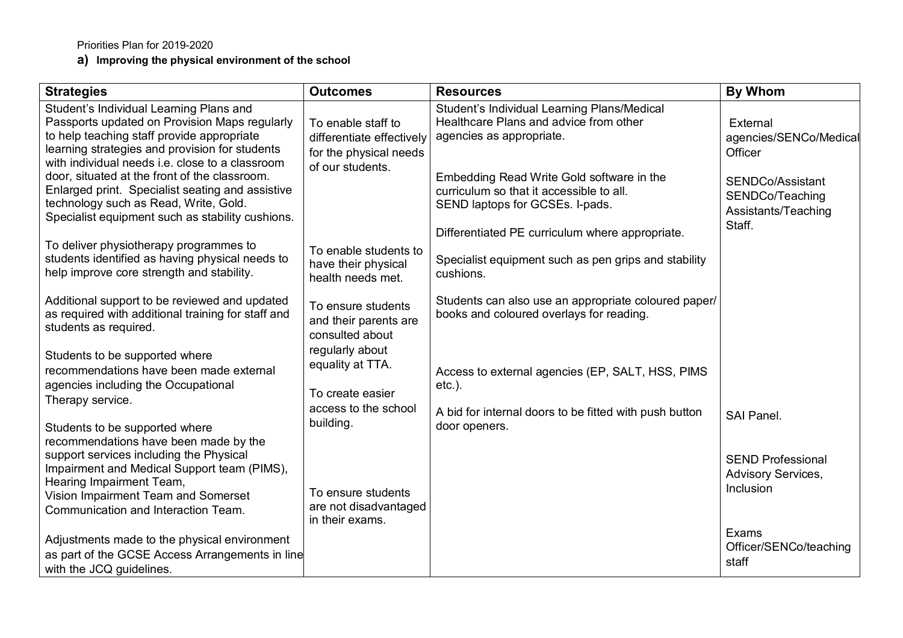Priorities Plan for 2019-2020

**a) Improving the physical environment of the school**

| Strategies | Outcomes | Resources | By Whom |
|---|---|---|---|
| Student's Individual Learning Plans and Passports updated on Provision Maps regularly to help teaching staff provide appropriate learning strategies and provision for students with individual needs i.e. close to a classroom door, situated at the front of the classroom. Enlarged print. Specialist seating and assistive technology such as Read, Write, Gold. Specialist equipment such as stability cushions. | To enable staff to differentiate effectively for the physical needs of our students. | Student's Individual Learning Plans/Medical Healthcare Plans and advice from other agencies as appropriate.<br><br>Embedding Read Write Gold software in the curriculum so that it accessible to all. SEND laptops for GCSEs. I-pads.<br><br>Differentiated PE curriculum where appropriate. | External agencies/SENCo/Medical Officer<br><br>SENDCo/Assistant SENDCo/Teaching Assistants/Teaching Staff. |
| To deliver physiotherapy programmes to students identified as having physical needs to help improve core strength and stability. | To enable students to have their physical health needs met. | Specialist equipment such as pen grips and stability cushions. | |
| Additional support to be reviewed and updated as required with additional training for staff and students as required. | To ensure students and their parents are consulted about regularly about equality at TTA. | Students can also use an appropriate coloured paper/ books and coloured overlays for reading. | |
| Students to be supported where recommendations have been made external agencies including the Occupational Therapy service. | To create easier access to the school building. | Access to external agencies (EP, SALT, HSS, PIMS etc.).<br><br>A bid for internal doors to be fitted with push button door openers. | SAI Panel. |
| Students to be supported where recommendations have been made by the support services including the Physical Impairment and Medical Support team (PIMS), Hearing Impairment Team, Vision Impairment Team and Somerset Communication and Interaction Team. | To ensure students are not disadvantaged in their exams. | | SEND Professional Advisory Services, Inclusion |
| Adjustments made to the physical environment as part of the GCSE Access Arrangements in line with the JCQ guidelines. | | | Exams Officer/SENCo/teaching staff |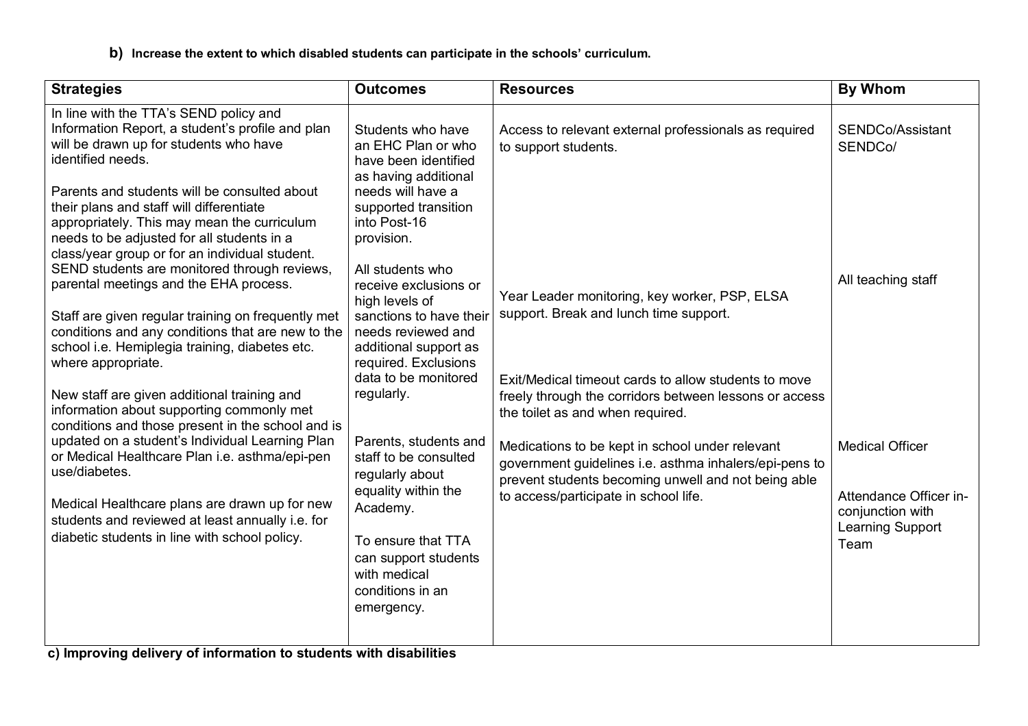**b) Increase the extent to which disabled students can participate in the schools' curriculum.**

| Strategies | Outcomes | Resources | By Whom |
|---|---|---|---|
| In line with the TTA's SEND policy and Information Report, a student's profile and plan will be drawn up for students who have identified needs.<br><br>Parents and students will be consulted about their plans and staff will differentiate appropriately. This may mean the curriculum needs to be adjusted for all students in a class/year group or for an individual student. SEND students are monitored through reviews, parental meetings and the EHA process.<br><br>Staff are given regular training on frequently met conditions and any conditions that are new to the school i.e. Hemiplegia training, diabetes etc. where appropriate.<br><br>New staff are given additional training and information about supporting commonly met conditions and those present in the school and is updated on a student's Individual Learning Plan or Medical Healthcare Plan i.e. asthma/epi-pen use/diabetes.<br><br>Medical Healthcare plans are drawn up for new students and reviewed at least annually i.e. for diabetic students in line with school policy. | Students who have an EHC Plan or who have been identified as having additional needs will have a supported transition into Post-16 provision.<br><br>All students who receive exclusions or high levels of sanctions to have their needs reviewed and additional support as required. Exclusions data to be monitored regularly.<br><br>Parents, students and staff to be consulted regularly about equality within the Academy.<br><br>To ensure that TTA can support students with medical conditions in an emergency. | Access to relevant external professionals as required to support students.<br><br>Year Leader monitoring, key worker, PSP, ELSA support. Break and lunch time support.<br><br>Exit/Medical timeout cards to allow students to move freely through the corridors between lessons or access the toilet as and when required.<br><br>Medications to be kept in school under relevant government guidelines i.e. asthma inhalers/epi-pens to prevent students becoming unwell and not being able to access/participate in school life. | SENDCo/Assistant SENDCo/<br><br>All teaching staff<br><br>Medical Officer<br><br>Attendance Officer in-conjunction with Learning Support Team |

**c) Improving delivery of information to students with disabilities**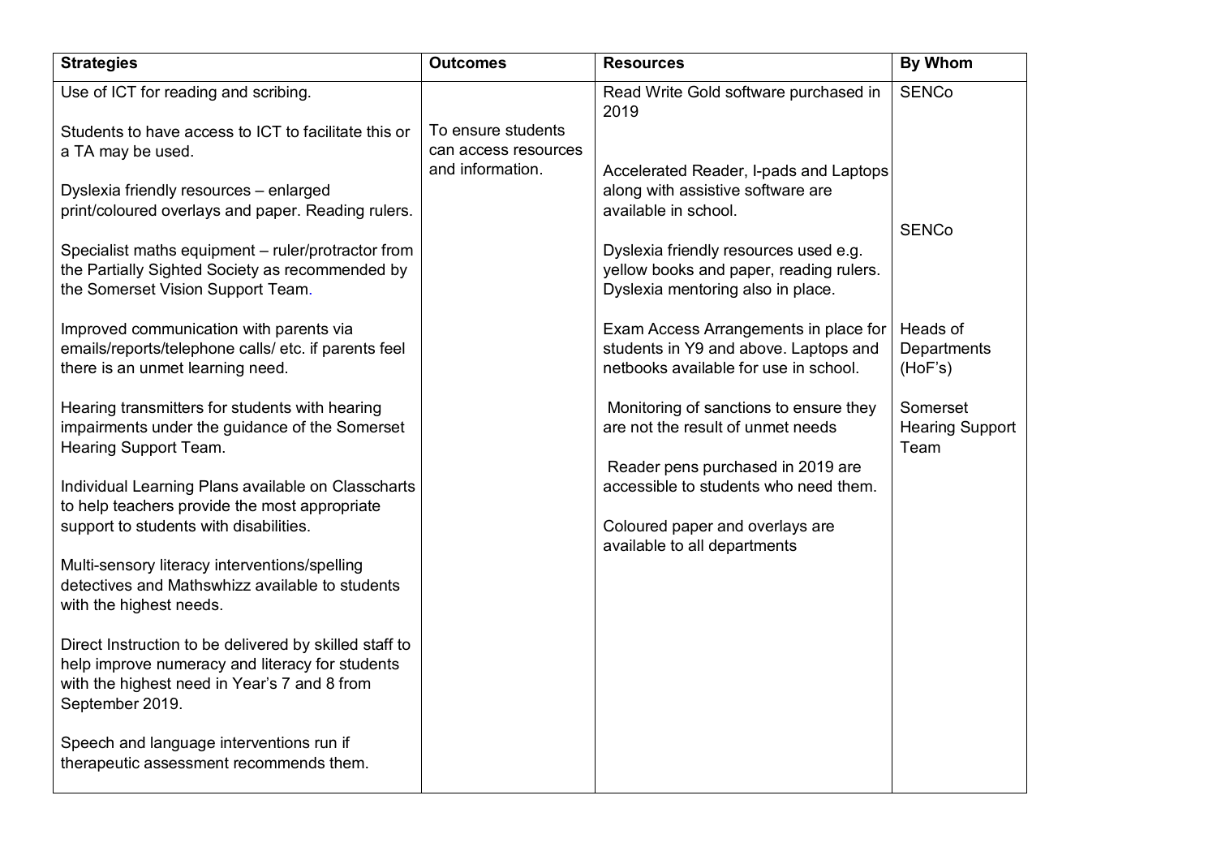| Strategies | Outcomes | Resources | By Whom |
|---|---|---|---|
| Use of ICT for reading and scribing.<br><br>Students to have access to ICT to facilitate this or a TA may be used.<br><br>Dyslexia friendly resources – enlarged print/coloured overlays and paper. Reading rulers.<br><br>Specialist maths equipment – ruler/protractor from the Partially Sighted Society as recommended by the Somerset Vision Support Team.<br><br>Improved communication with parents via emails/reports/telephone calls/ etc. if parents feel there is an unmet learning need.<br><br>Hearing transmitters for students with hearing impairments under the guidance of the Somerset Hearing Support Team.<br><br>Individual Learning Plans available on Classcharts to help teachers provide the most appropriate support to students with disabilities.<br><br>Multi-sensory literacy interventions/spelling detectives and Mathswhizz available to students with the highest needs.<br><br>Direct Instruction to be delivered by skilled staff to help improve numeracy and literacy for students with the highest need in Year's 7 and 8 from September 2019.<br><br>Speech and language interventions run if therapeutic assessment recommends them. | To ensure students can access resources and information. | Read Write Gold software purchased in 2019<br><br>Accelerated Reader, I-pads and Laptops along with assistive software are available in school.<br><br>Dyslexia friendly resources used e.g. yellow books and paper, reading rulers. Dyslexia mentoring also in place.<br><br>Exam Access Arrangements in place for students in Y9 and above. Laptops and netbooks available for use in school.<br><br>Monitoring of sanctions to ensure they are not the result of unmet needs<br><br>Reader pens purchased in 2019 are accessible to students who need them.<br><br>Coloured paper and overlays are available to all departments | SENCo<br><br>SENCo<br><br>Heads of Departments (HoF's)<br><br>Somerset Hearing Support Team |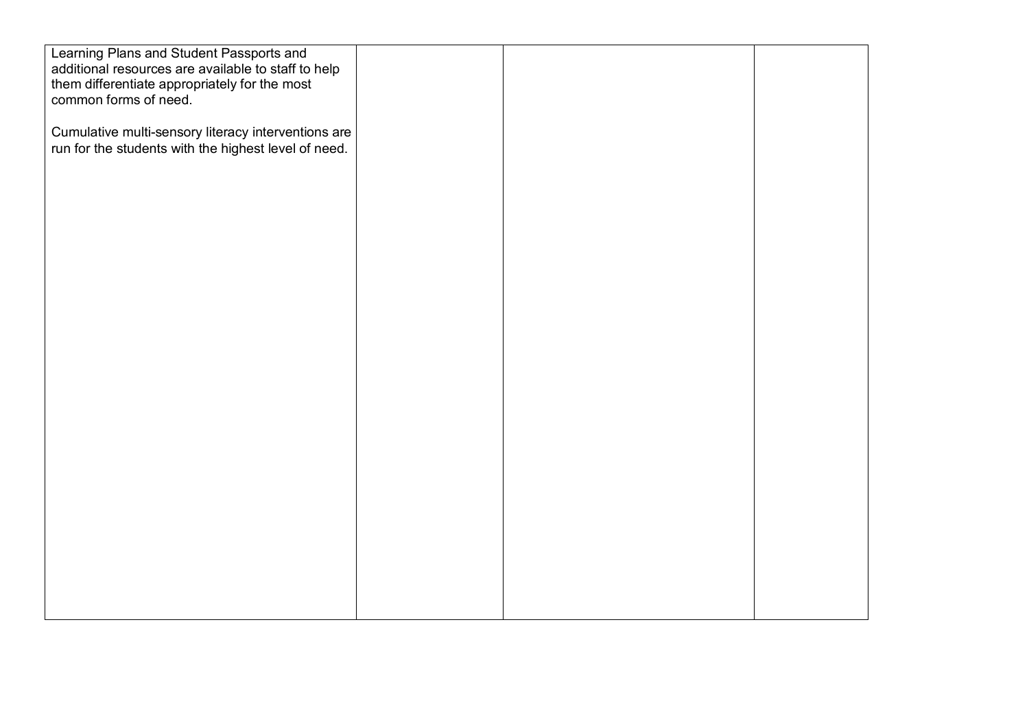| | | | |
|---|---|---|---|
| Learning Plans and Student Passports and additional resources are available to staff to help them differentiate appropriately for the most common forms of need.<br><br>Cumulative multi-sensory literacy interventions are run for the students with the highest level of need. | | | |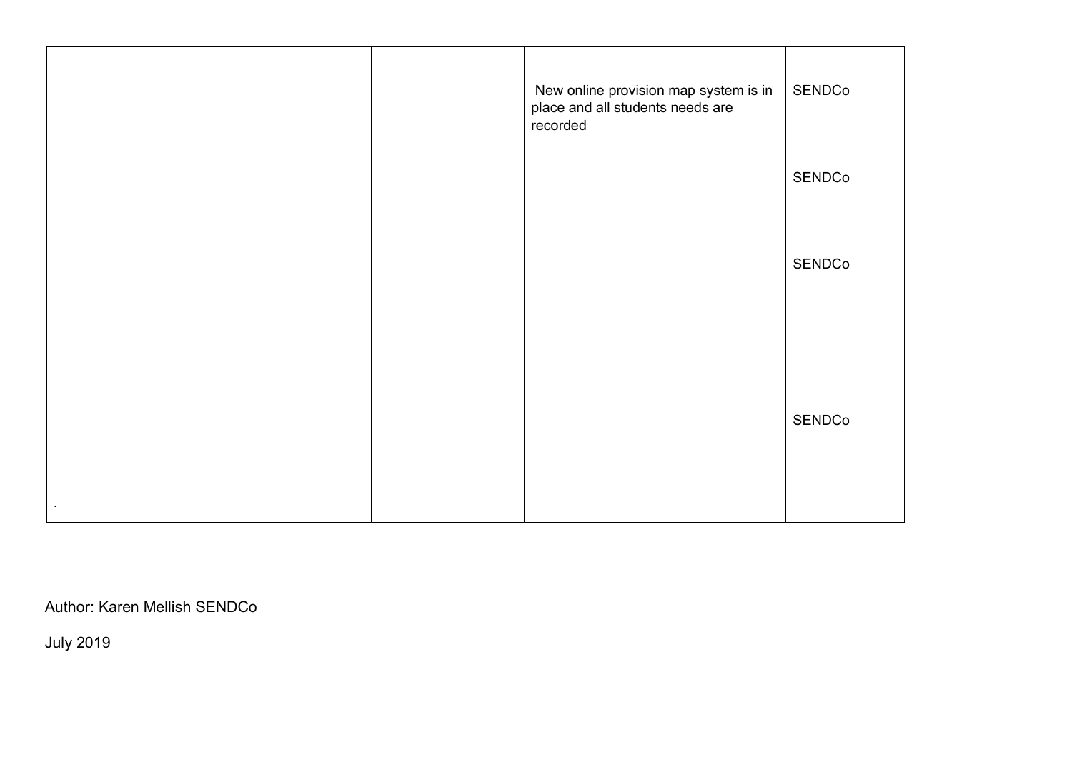| | | | |
|---|---|---|---|
| . | | New online provision map system is in place and all students needs are recorded | SENDCo<br><br>SENDCo<br><br>SENDCo<br><br>SENDCo |

Author: Karen Mellish SENDCo

July 2019